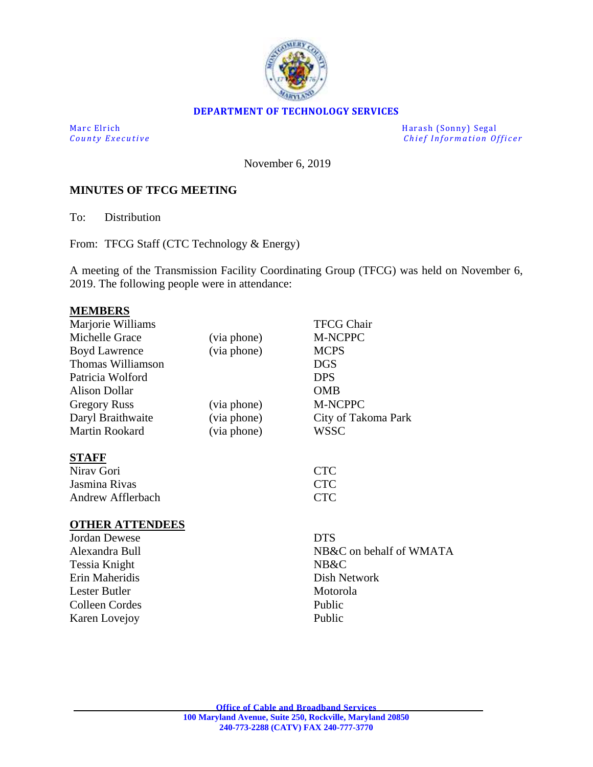**DEPARTMENT OF TECHNOLOGY SERVICES**

| | |
|---|---|
| Marc Elrich | Harash (Sonny) Segal |
| *County Executive* | *Chief Information Officer* |

November 6, 2019

**MINUTES OF TFCG MEETING**

To: Distribution

From: TFCG Staff (CTC Technology & Energy)

A meeting of the Transmission Facility Coordinating Group (TFCG) was held on November 6, 2019. The following people were in attendance:

**MEMBERS**

| | | |
|---|---|---|
| Marjorie Williams | | TFCG Chair |
| Michelle Grace | (via phone) | M-NCPPC |
| Boyd Lawrence | (via phone) | MCPS |
| Thomas Williamson | | DGS |
| Patricia Wolford | | DPS |
| Alison Dollar | | OMB |
| Gregory Russ | (via phone) | M-NCPPC |
| Daryl Braithwaite | (via phone) | City of Takoma Park |
| Martin Rookard | (via phone) | WSSC |

**STAFF**

| | |
|---|---|
| Nirav Gori | CTC |
| Jasmina Rivas | CTC |
| Andrew Afflerbach | CTC |

**OTHER ATTENDEES**

| | |
|---|---|
| Jordan Dewese | DTS |
| Alexandra Bull | NB&C on behalf of WMATA |
| Tessia Knight | NB&C |
| Erin Maheridis | Dish Network |
| Lester Butler | Motorola |
| Colleen Cordes | Public |
| Karen Lovejoy | Public |

**Office of Cable and Broadband Services**
**100 Maryland Avenue, Suite 250, Rockville, Maryland 20850**
**240-773-2288 (CATV) FAX 240-777-3770**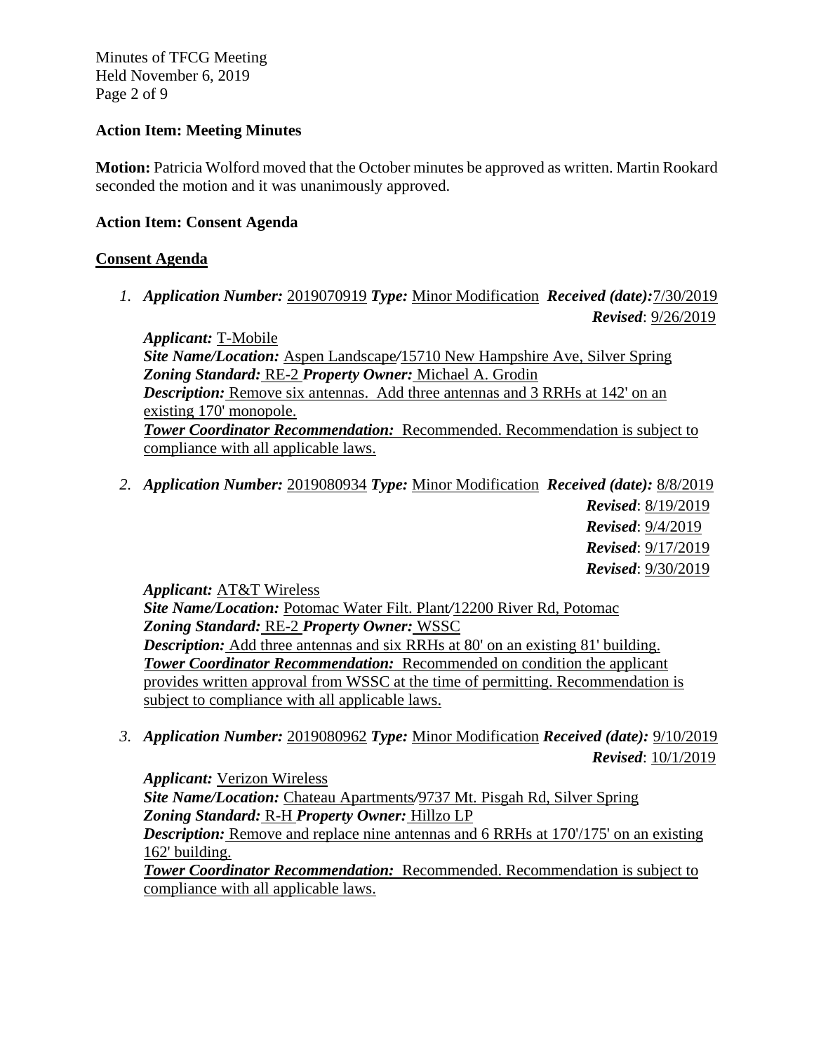**Action Item: Meeting Minutes**

**Motion:** Patricia Wolford moved that the October minutes be approved as written. Martin Rookard seconded the motion and it was unanimously approved.

**Action Item: Consent Agenda**

**Consent Agenda**

1. ***Application Number:*** 2019070919 ***Type:*** Minor Modification ***Received (date):*** 7/30/2019
   ***Revised***: 9/26/2019

   ***Applicant:*** T-Mobile
   ***Site Name/Location:*** Aspen Landscape/15710 New Hampshire Ave, Silver Spring
   ***Zoning Standard:*** RE-2 ***Property Owner:*** Michael A. Grodin
   ***Description:*** Remove six antennas. Add three antennas and 3 RRHs at 142' on an existing 170' monopole.
   ***Tower Coordinator Recommendation:*** Recommended. Recommendation is subject to compliance with all applicable laws.

2. ***Application Number:*** 2019080934 ***Type:*** Minor Modification ***Received (date):*** 8/8/2019
   ***Revised***: 8/19/2019
   ***Revised***: 9/4/2019
   ***Revised***: 9/17/2019
   ***Revised***: 9/30/2019

   ***Applicant:*** AT&T Wireless
   ***Site Name/Location:*** Potomac Water Filt. Plant/12200 River Rd, Potomac
   ***Zoning Standard:*** RE-2 ***Property Owner:*** WSSC
   ***Description:*** Add three antennas and six RRHs at 80' on an existing 81' building.
   ***Tower Coordinator Recommendation:*** Recommended on condition the applicant provides written approval from WSSC at the time of permitting. Recommendation is subject to compliance with all applicable laws.

3. ***Application Number:*** 2019080962 ***Type:*** Minor Modification ***Received (date):*** 9/10/2019
   ***Revised***: 10/1/2019

   ***Applicant:*** Verizon Wireless
   ***Site Name/Location:*** Chateau Apartments/9737 Mt. Pisgah Rd, Silver Spring
   ***Zoning Standard:*** R-H ***Property Owner:*** Hillzo LP
   ***Description:*** Remove and replace nine antennas and 6 RRHs at 170'/175' on an existing 162' building.
   ***Tower Coordinator Recommendation:*** Recommended. Recommendation is subject to compliance with all applicable laws.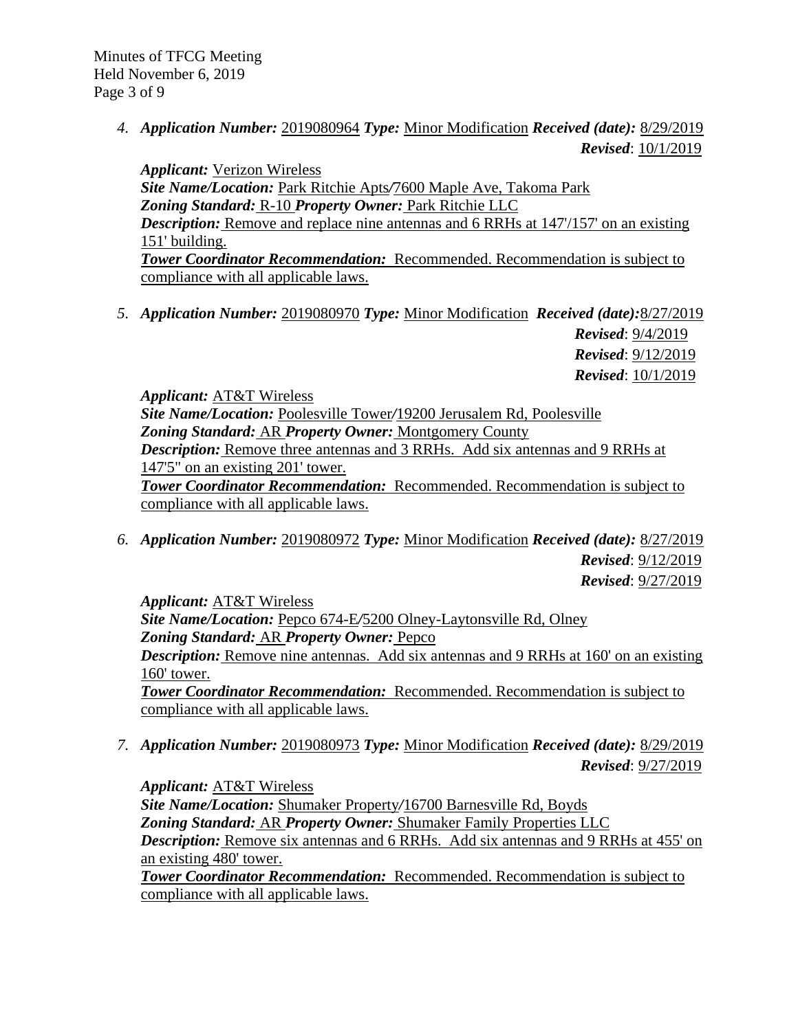4. ***Application Number:*** 2019080964 ***Type:*** Minor Modification ***Received (date):*** 8/29/2019
   ***Revised***: 10/1/2019

   ***Applicant:*** Verizon Wireless
   ***Site Name/Location:*** Park Ritchie Apts/7600 Maple Ave, Takoma Park
   ***Zoning Standard:*** R-10 ***Property Owner:*** Park Ritchie LLC
   ***Description:*** Remove and replace nine antennas and 6 RRHs at 147'/157' on an existing 151' building.
   ***Tower Coordinator Recommendation:*** Recommended. Recommendation is subject to compliance with all applicable laws.

5. ***Application Number:*** 2019080970 ***Type:*** Minor Modification ***Received (date):*** 8/27/2019
   ***Revised***: 9/4/2019
   ***Revised***: 9/12/2019
   ***Revised***: 10/1/2019

   ***Applicant:*** AT&T Wireless
   ***Site Name/Location:*** Poolesville Tower/19200 Jerusalem Rd, Poolesville
   ***Zoning Standard:*** AR ***Property Owner:*** Montgomery County
   ***Description:*** Remove three antennas and 3 RRHs. Add six antennas and 9 RRHs at 147'5" on an existing 201' tower.
   ***Tower Coordinator Recommendation:*** Recommended. Recommendation is subject to compliance with all applicable laws.

6. ***Application Number:*** 2019080972 ***Type:*** Minor Modification ***Received (date):*** 8/27/2019
   ***Revised***: 9/12/2019
   ***Revised***: 9/27/2019

   ***Applicant:*** AT&T Wireless
   ***Site Name/Location:*** Pepco 674-E/5200 Olney-Laytonsville Rd, Olney
   ***Zoning Standard:*** AR ***Property Owner:*** Pepco
   ***Description:*** Remove nine antennas. Add six antennas and 9 RRHs at 160' on an existing 160' tower.
   ***Tower Coordinator Recommendation:*** Recommended. Recommendation is subject to compliance with all applicable laws.

7. ***Application Number:*** 2019080973 ***Type:*** Minor Modification ***Received (date):*** 8/29/2019
   ***Revised***: 9/27/2019

   ***Applicant:*** AT&T Wireless
   ***Site Name/Location:*** Shumaker Property/16700 Barnesville Rd, Boyds
   ***Zoning Standard:*** AR ***Property Owner:*** Shumaker Family Properties LLC
   ***Description:*** Remove six antennas and 6 RRHs. Add six antennas and 9 RRHs at 455' on an existing 480' tower.
   ***Tower Coordinator Recommendation:*** Recommended. Recommendation is subject to compliance with all applicable laws.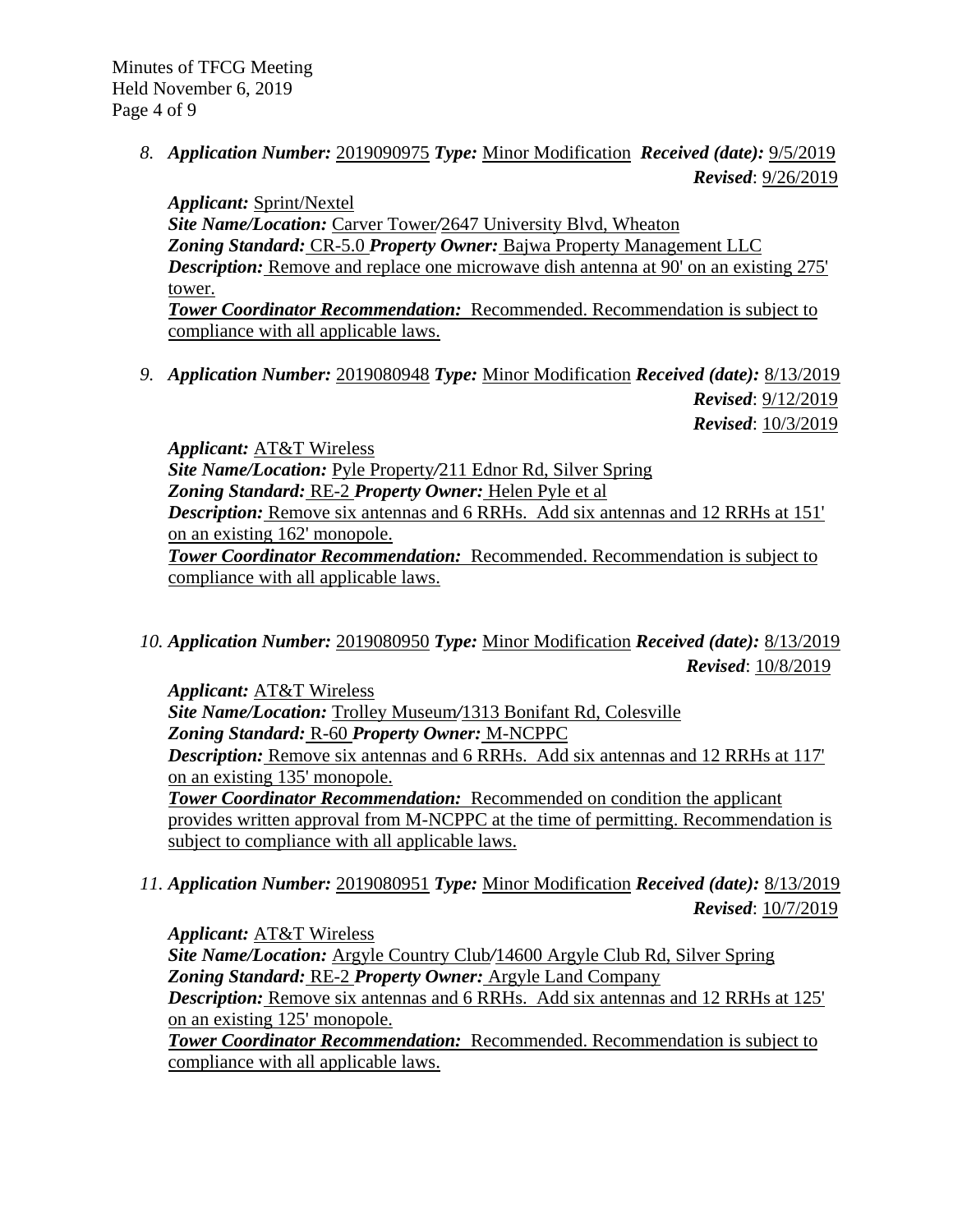8. ***Application Number:*** 2019090975 ***Type:*** Minor Modification ***Received (date):*** 9/5/2019
   ***Revised***: 9/26/2019

   ***Applicant:*** Sprint/Nextel
   ***Site Name/Location:*** Carver Tower/2647 University Blvd, Wheaton
   ***Zoning Standard:*** CR-5.0 ***Property Owner:*** Bajwa Property Management LLC
   ***Description:*** Remove and replace one microwave dish antenna at 90' on an existing 275' tower.
   ***Tower Coordinator Recommendation:*** Recommended. Recommendation is subject to compliance with all applicable laws.

9. ***Application Number:*** 2019080948 ***Type:*** Minor Modification ***Received (date):*** 8/13/2019
   ***Revised***: 9/12/2019
   ***Revised***: 10/3/2019

   ***Applicant:*** AT&T Wireless
   ***Site Name/Location:*** Pyle Property/211 Ednor Rd, Silver Spring
   ***Zoning Standard:*** RE-2 ***Property Owner:*** Helen Pyle et al
   ***Description:*** Remove six antennas and 6 RRHs. Add six antennas and 12 RRHs at 151' on an existing 162' monopole.
   ***Tower Coordinator Recommendation:*** Recommended. Recommendation is subject to compliance with all applicable laws.

10. ***Application Number:*** 2019080950 ***Type:*** Minor Modification ***Received (date):*** 8/13/2019
    ***Revised***: 10/8/2019

    ***Applicant:*** AT&T Wireless
    ***Site Name/Location:*** Trolley Museum/1313 Bonifant Rd, Colesville
    ***Zoning Standard:*** R-60 ***Property Owner:*** M-NCPPC
    ***Description:*** Remove six antennas and 6 RRHs. Add six antennas and 12 RRHs at 117' on an existing 135' monopole.
    ***Tower Coordinator Recommendation:*** Recommended on condition the applicant provides written approval from M-NCPPC at the time of permitting. Recommendation is subject to compliance with all applicable laws.

11. ***Application Number:*** 2019080951 ***Type:*** Minor Modification ***Received (date):*** 8/13/2019
    ***Revised***: 10/7/2019

    ***Applicant:*** AT&T Wireless
    ***Site Name/Location:*** Argyle Country Club/14600 Argyle Club Rd, Silver Spring
    ***Zoning Standard:*** RE-2 ***Property Owner:*** Argyle Land Company
    ***Description:*** Remove six antennas and 6 RRHs. Add six antennas and 12 RRHs at 125' on an existing 125' monopole.
    ***Tower Coordinator Recommendation:*** Recommended. Recommendation is subject to compliance with all applicable laws.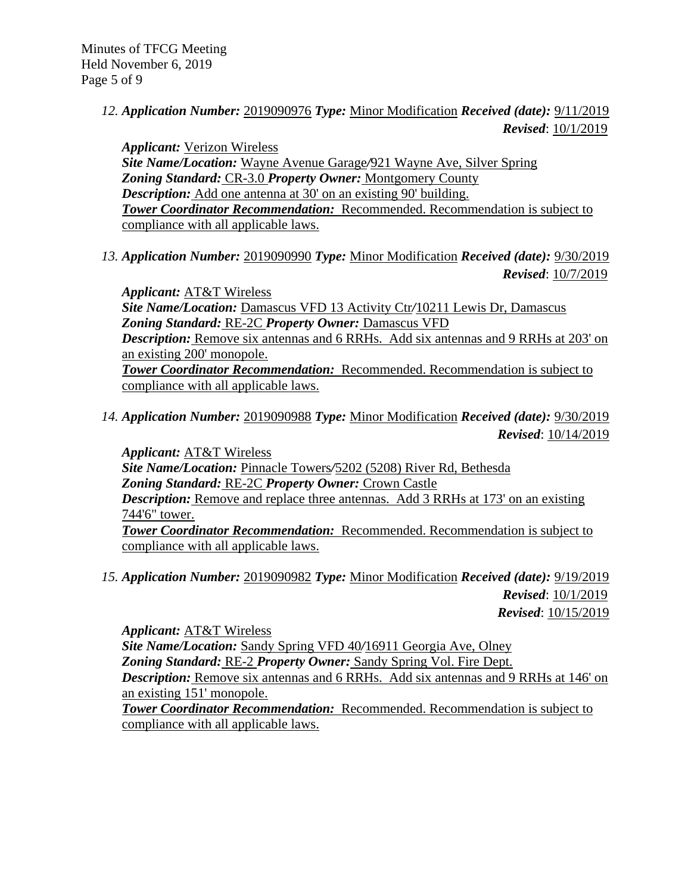12. ***Application Number:*** 2019090976 ***Type:*** Minor Modification ***Received (date):*** 9/11/2019
***Revised***: 10/1/2019

***Applicant:*** Verizon Wireless
***Site Name/Location:*** Wayne Avenue Garage/921 Wayne Ave, Silver Spring
***Zoning Standard:*** CR-3.0 ***Property Owner:*** Montgomery County
***Description:*** Add one antenna at 30' on an existing 90' building.
***Tower Coordinator Recommendation:*** Recommended. Recommendation is subject to compliance with all applicable laws.

13. ***Application Number:*** 2019090990 ***Type:*** Minor Modification ***Received (date):*** 9/30/2019
***Revised***: 10/7/2019

***Applicant:*** AT&T Wireless
***Site Name/Location:*** Damascus VFD 13 Activity Ctr/10211 Lewis Dr, Damascus
***Zoning Standard:*** RE-2C ***Property Owner:*** Damascus VFD
***Description:*** Remove six antennas and 6 RRHs. Add six antennas and 9 RRHs at 203' on an existing 200' monopole.
***Tower Coordinator Recommendation:*** Recommended. Recommendation is subject to compliance with all applicable laws.

14. ***Application Number:*** 2019090988 ***Type:*** Minor Modification ***Received (date):*** 9/30/2019
***Revised***: 10/14/2019

***Applicant:*** AT&T Wireless
***Site Name/Location:*** Pinnacle Towers/5202 (5208) River Rd, Bethesda
***Zoning Standard:*** RE-2C ***Property Owner:*** Crown Castle
***Description:*** Remove and replace three antennas. Add 3 RRHs at 173' on an existing 744'6" tower.
***Tower Coordinator Recommendation:*** Recommended. Recommendation is subject to compliance with all applicable laws.

15. ***Application Number:*** 2019090982 ***Type:*** Minor Modification ***Received (date):*** 9/19/2019
***Revised***: 10/1/2019
***Revised***: 10/15/2019

***Applicant:*** AT&T Wireless
***Site Name/Location:*** Sandy Spring VFD 40/16911 Georgia Ave, Olney
***Zoning Standard:*** RE-2 ***Property Owner:*** Sandy Spring Vol. Fire Dept.
***Description:*** Remove six antennas and 6 RRHs. Add six antennas and 9 RRHs at 146' on an existing 151' monopole.
***Tower Coordinator Recommendation:*** Recommended. Recommendation is subject to compliance with all applicable laws.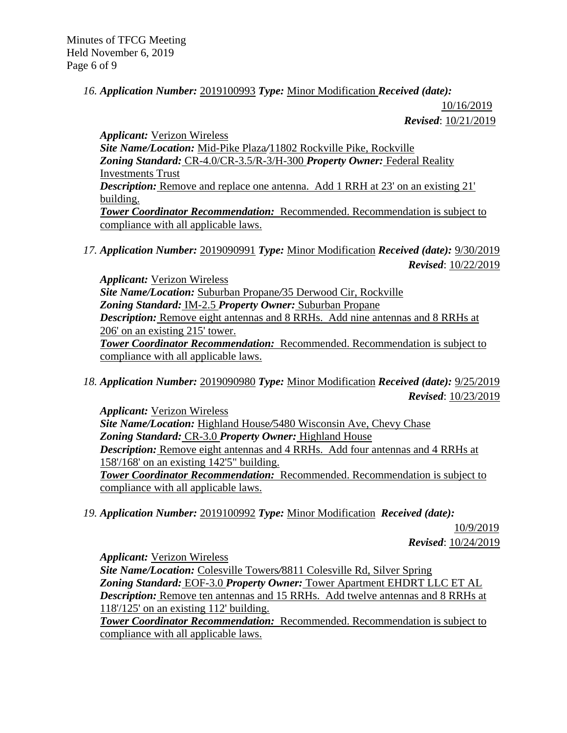*16.* ***Application Number:*** 2019100993 ***Type:*** Minor Modification ***Received (date):*** 10/16/2019
***Revised***: 10/21/2019

***Applicant:*** Verizon Wireless
***Site Name/Location:*** Mid-Pike Plaza/11802 Rockville Pike, Rockville
***Zoning Standard:*** CR-4.0/CR-3.5/R-3/H-300 ***Property Owner:*** Federal Reality Investments Trust
***Description:*** Remove and replace one antenna. Add 1 RRH at 23' on an existing 21' building.
***Tower Coordinator Recommendation:*** Recommended. Recommendation is subject to compliance with all applicable laws.

*17.* ***Application Number:*** 2019090991 ***Type:*** Minor Modification ***Received (date):*** 9/30/2019
***Revised***: 10/22/2019

***Applicant:*** Verizon Wireless
***Site Name/Location:*** Suburban Propane/35 Derwood Cir, Rockville
***Zoning Standard:*** IM-2.5 ***Property Owner:*** Suburban Propane
***Description:*** Remove eight antennas and 8 RRHs. Add nine antennas and 8 RRHs at 206' on an existing 215' tower.
***Tower Coordinator Recommendation:*** Recommended. Recommendation is subject to compliance with all applicable laws.

*18.* ***Application Number:*** 2019090980 ***Type:*** Minor Modification ***Received (date):*** 9/25/2019
***Revised***: 10/23/2019

***Applicant:*** Verizon Wireless
***Site Name/Location:*** Highland House/5480 Wisconsin Ave, Chevy Chase
***Zoning Standard:*** CR-3.0 ***Property Owner:*** Highland House
***Description:*** Remove eight antennas and 4 RRHs. Add four antennas and 4 RRHs at 158'/168' on an existing 142'5" building.
***Tower Coordinator Recommendation:*** Recommended. Recommendation is subject to compliance with all applicable laws.

*19.* ***Application Number:*** 2019100992 ***Type:*** Minor Modification ***Received (date):*** 10/9/2019
***Revised***: 10/24/2019

***Applicant:*** Verizon Wireless
***Site Name/Location:*** Colesville Towers/8811 Colesville Rd, Silver Spring
***Zoning Standard:*** EOF-3.0 ***Property Owner:*** Tower Apartment EHDRT LLC ET AL
***Description:*** Remove ten antennas and 15 RRHs. Add twelve antennas and 8 RRHs at 118'/125' on an existing 112' building.
***Tower Coordinator Recommendation:*** Recommended. Recommendation is subject to compliance with all applicable laws.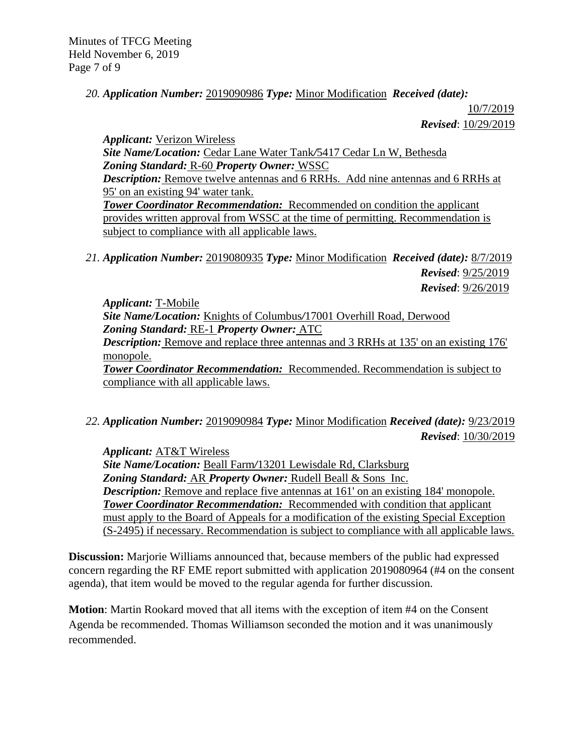*20.* ***Application Number:*** 2019090986 ***Type:*** Minor Modification ***Received (date):*** 10/7/2019
***Revised***: 10/29/2019

***Applicant:*** Verizon Wireless
***Site Name/Location:*** Cedar Lane Water Tank*/*5417 Cedar Ln W, Bethesda
***Zoning Standard:*** R-60 ***Property Owner:*** WSSC
***Description:*** Remove twelve antennas and 6 RRHs. Add nine antennas and 6 RRHs at 95' on an existing 94' water tank.
***Tower Coordinator Recommendation:*** Recommended on condition the applicant provides written approval from WSSC at the time of permitting. Recommendation is subject to compliance with all applicable laws.

*21.* ***Application Number:*** 2019080935 ***Type:*** Minor Modification ***Received (date):*** 8/7/2019
***Revised***: 9/25/2019
***Revised***: 9/26/2019

***Applicant:*** T-Mobile
***Site Name/Location:*** Knights of Columbus*/*17001 Overhill Road, Derwood
***Zoning Standard:*** RE-1 ***Property Owner:*** ATC
***Description:*** Remove and replace three antennas and 3 RRHs at 135' on an existing 176' monopole.
***Tower Coordinator Recommendation:*** Recommended. Recommendation is subject to compliance with all applicable laws.

*22.* ***Application Number:*** 2019090984 ***Type:*** Minor Modification ***Received (date):*** 9/23/2019
***Revised***: 10/30/2019

***Applicant:*** AT&T Wireless
***Site Name/Location:*** Beall Farm*/*13201 Lewisdale Rd, Clarksburg
***Zoning Standard:*** AR ***Property Owner:*** Rudell Beall & Sons Inc.
***Description:*** Remove and replace five antennas at 161' on an existing 184' monopole.
***Tower Coordinator Recommendation:*** Recommended with condition that applicant must apply to the Board of Appeals for a modification of the existing Special Exception (S-2495) if necessary. Recommendation is subject to compliance with all applicable laws.

**Discussion:** Marjorie Williams announced that, because members of the public had expressed concern regarding the RF EME report submitted with application 2019080964 (#4 on the consent agenda), that item would be moved to the regular agenda for further discussion.

**Motion**: Martin Rookard moved that all items with the exception of item #4 on the Consent Agenda be recommended. Thomas Williamson seconded the motion and it was unanimously recommended.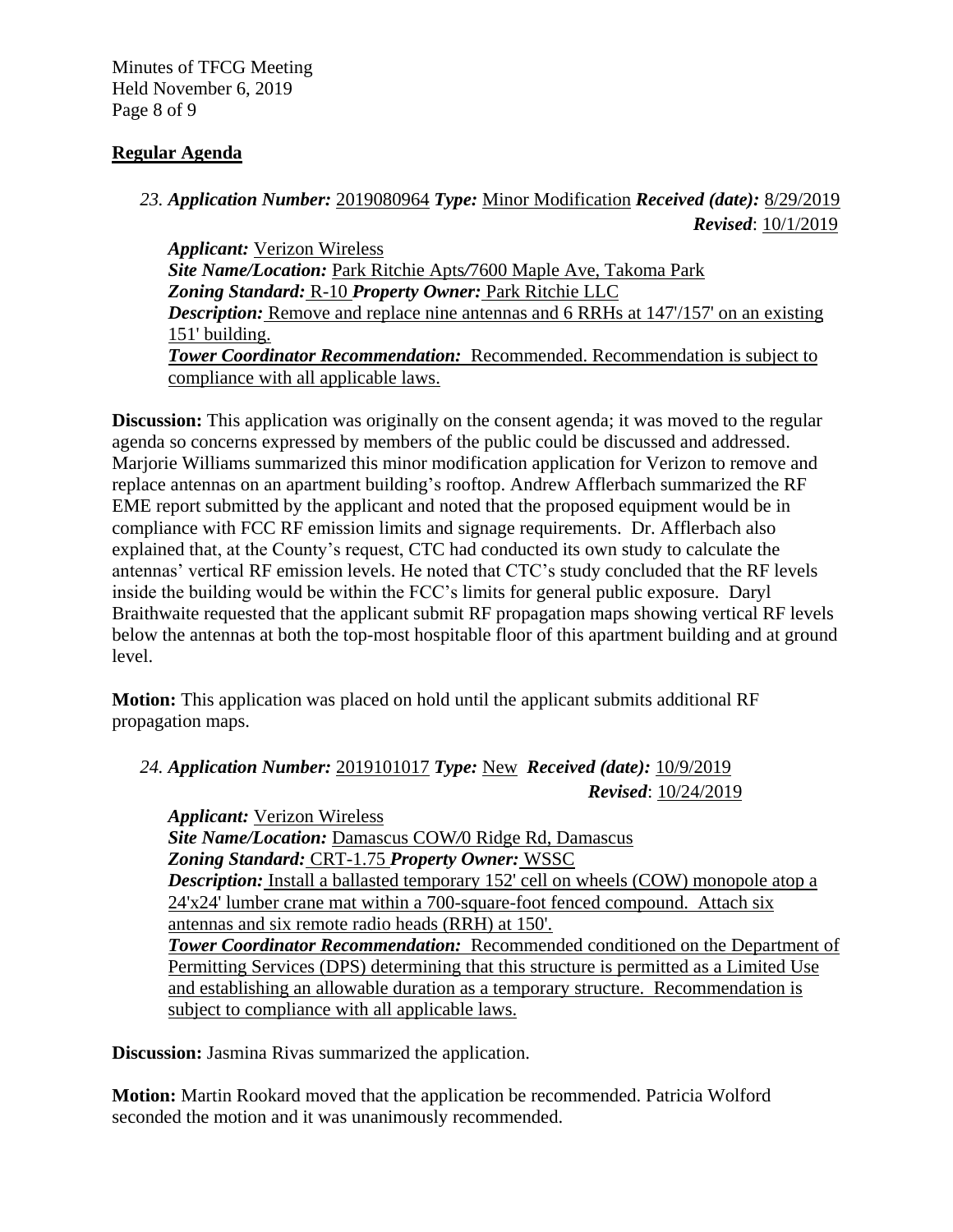## Regular Agenda

23. ***Application Number:*** 2019080964 ***Type:*** Minor Modification ***Received (date):*** 8/29/2019
***Revised***: 10/1/2019

***Applicant:*** Verizon Wireless
***Site Name/Location:*** Park Ritchie Apts/7600 Maple Ave, Takoma Park
***Zoning Standard:*** R-10 ***Property Owner:*** Park Ritchie LLC
***Description:*** Remove and replace nine antennas and 6 RRHs at 147'/157' on an existing 151' building.
***Tower Coordinator Recommendation:*** Recommended. Recommendation is subject to compliance with all applicable laws.

**Discussion:** This application was originally on the consent agenda; it was moved to the regular agenda so concerns expressed by members of the public could be discussed and addressed. Marjorie Williams summarized this minor modification application for Verizon to remove and replace antennas on an apartment building's rooftop. Andrew Afflerbach summarized the RF EME report submitted by the applicant and noted that the proposed equipment would be in compliance with FCC RF emission limits and signage requirements. Dr. Afflerbach also explained that, at the County's request, CTC had conducted its own study to calculate the antennas' vertical RF emission levels. He noted that CTC's study concluded that the RF levels inside the building would be within the FCC's limits for general public exposure. Daryl Braithwaite requested that the applicant submit RF propagation maps showing vertical RF levels below the antennas at both the top-most hospitable floor of this apartment building and at ground level.

**Motion:** This application was placed on hold until the applicant submits additional RF propagation maps.

24. ***Application Number:*** 2019101017 ***Type:*** New ***Received (date):*** 10/9/2019
***Revised***: 10/24/2019

***Applicant:*** Verizon Wireless
***Site Name/Location:*** Damascus COW/0 Ridge Rd, Damascus
***Zoning Standard:*** CRT-1.75 ***Property Owner:*** WSSC
***Description:*** Install a ballasted temporary 152' cell on wheels (COW) monopole atop a 24'x24' lumber crane mat within a 700-square-foot fenced compound. Attach six antennas and six remote radio heads (RRH) at 150'.
***Tower Coordinator Recommendation:*** Recommended conditioned on the Department of Permitting Services (DPS) determining that this structure is permitted as a Limited Use and establishing an allowable duration as a temporary structure. Recommendation is subject to compliance with all applicable laws.

**Discussion:** Jasmina Rivas summarized the application.

**Motion:** Martin Rookard moved that the application be recommended. Patricia Wolford seconded the motion and it was unanimously recommended.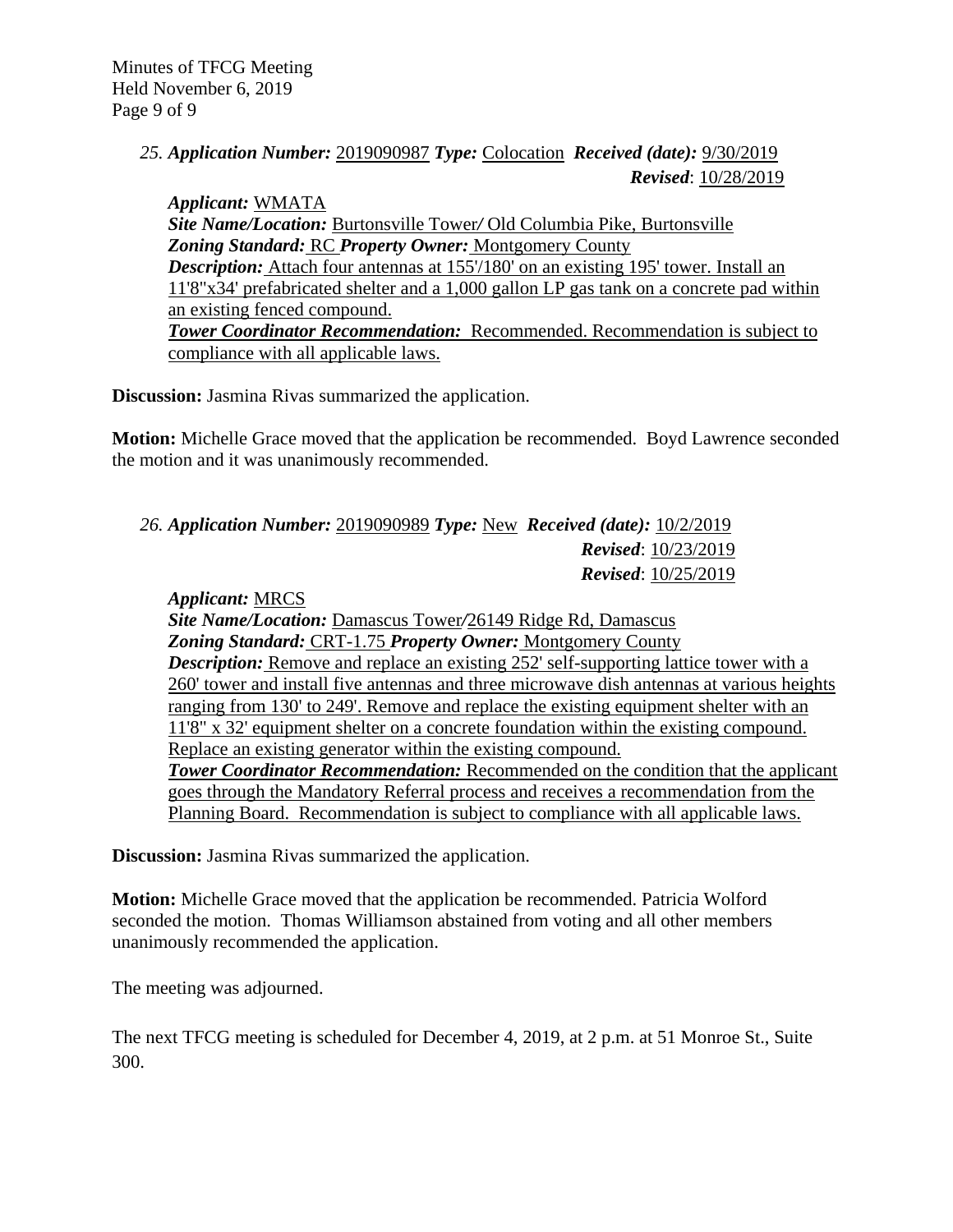*25.* ***Application Number:*** 2019090987 ***Type:*** Colocation ***Received (date):*** 9/30/2019
***Revised***: 10/28/2019

***Applicant:*** WMATA
***Site Name/Location:*** Burtonsville Tower/ Old Columbia Pike, Burtonsville
***Zoning Standard:*** RC ***Property Owner:*** Montgomery County
***Description:*** Attach four antennas at 155'/180' on an existing 195' tower. Install an 11'8"x34' prefabricated shelter and a 1,000 gallon LP gas tank on a concrete pad within an existing fenced compound.
***Tower Coordinator Recommendation:*** Recommended. Recommendation is subject to compliance with all applicable laws.

**Discussion:** Jasmina Rivas summarized the application.

**Motion:** Michelle Grace moved that the application be recommended. Boyd Lawrence seconded the motion and it was unanimously recommended.

*26.* ***Application Number:*** 2019090989 ***Type:*** New ***Received (date):*** 10/2/2019
***Revised***: 10/23/2019
***Revised***: 10/25/2019

***Applicant:*** MRCS
***Site Name/Location:*** Damascus Tower/26149 Ridge Rd, Damascus
***Zoning Standard:*** CRT-1.75 ***Property Owner:*** Montgomery County
***Description:*** Remove and replace an existing 252' self-supporting lattice tower with a 260' tower and install five antennas and three microwave dish antennas at various heights ranging from 130' to 249'. Remove and replace the existing equipment shelter with an 11'8" x 32' equipment shelter on a concrete foundation within the existing compound. Replace an existing generator within the existing compound.
***Tower Coordinator Recommendation:*** Recommended on the condition that the applicant goes through the Mandatory Referral process and receives a recommendation from the Planning Board. Recommendation is subject to compliance with all applicable laws.

**Discussion:** Jasmina Rivas summarized the application.

**Motion:** Michelle Grace moved that the application be recommended. Patricia Wolford seconded the motion. Thomas Williamson abstained from voting and all other members unanimously recommended the application.

The meeting was adjourned.

The next TFCG meeting is scheduled for December 4, 2019, at 2 p.m. at 51 Monroe St., Suite 300.